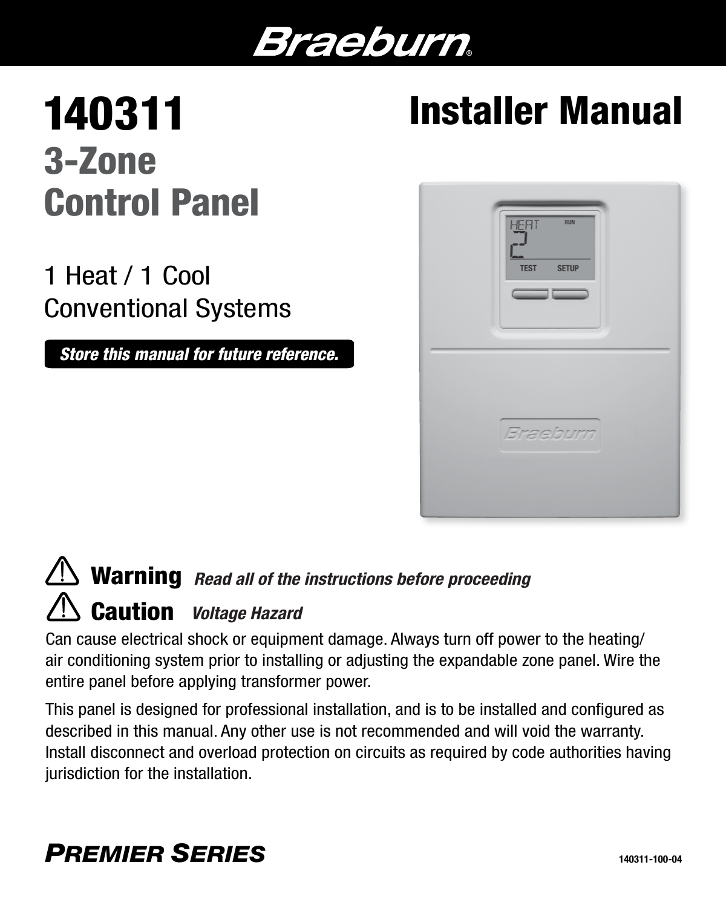# Braeburn®

# 140311

## 3-Zone Control Panel

# Installer Manual

1 Heat / 1 Cool
Conventional Systems

***Store this manual for future reference.***

⚠ **Warning** ***Read all of the instructions before proceeding***

⚠ **Caution** ***Voltage Hazard***

Can cause electrical shock or equipment damage. Always turn off power to the heating/air conditioning system prior to installing or adjusting the expandable zone panel. Wire the entire panel before applying transformer power.

This panel is designed for professional installation, and is to be installed and configured as described in this manual. Any other use is not recommended and will void the warranty. Install disconnect and overload protection on circuits as required by code authorities having jurisdiction for the installation.

***PREMIER SERIES***

140311-100-04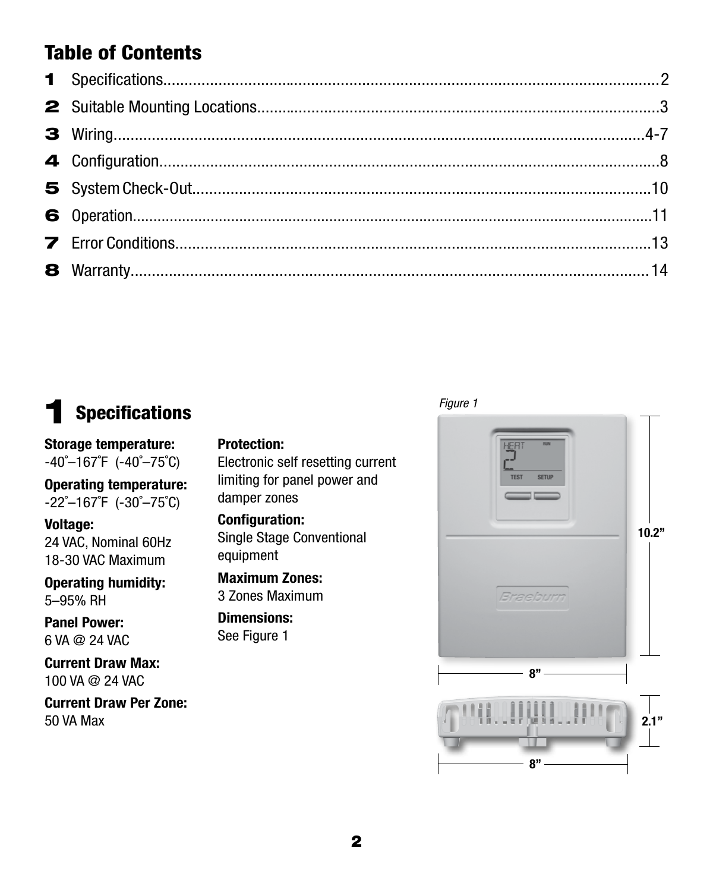## Table of Contents

| | | |
|---|---|---|
| **1** | Specifications | 2 |
| **2** | Suitable Mounting Locations | 3 |
| **3** | Wiring | 4-7 |
| **4** | Configuration | 8 |
| **5** | System Check-Out | 10 |
| **6** | Operation | 11 |
| **7** | Error Conditions | 13 |
| **8** | Warranty | 14 |

# 1 Specifications

**Storage temperature:**
-40˚–167˚F (-40˚–75˚C)

**Operating temperature:**
-22˚–167˚F (-30˚–75˚C)

**Voltage:**
24 VAC, Nominal 60Hz
18-30 VAC Maximum

**Operating humidity:**
5–95% RH

**Panel Power:**
6 VA @ 24 VAC

**Current Draw Max:**
100 VA @ 24 VAC

**Current Draw Per Zone:**
50 VA Max

**Protection:**
Electronic self resetting current limiting for panel power and damper zones

**Configuration:**
Single Stage Conventional equipment

**Maximum Zones:**
3 Zones Maximum

**Dimensions:**
See Figure 1

*Figure 1*

10.2”

8”

2.1”

8”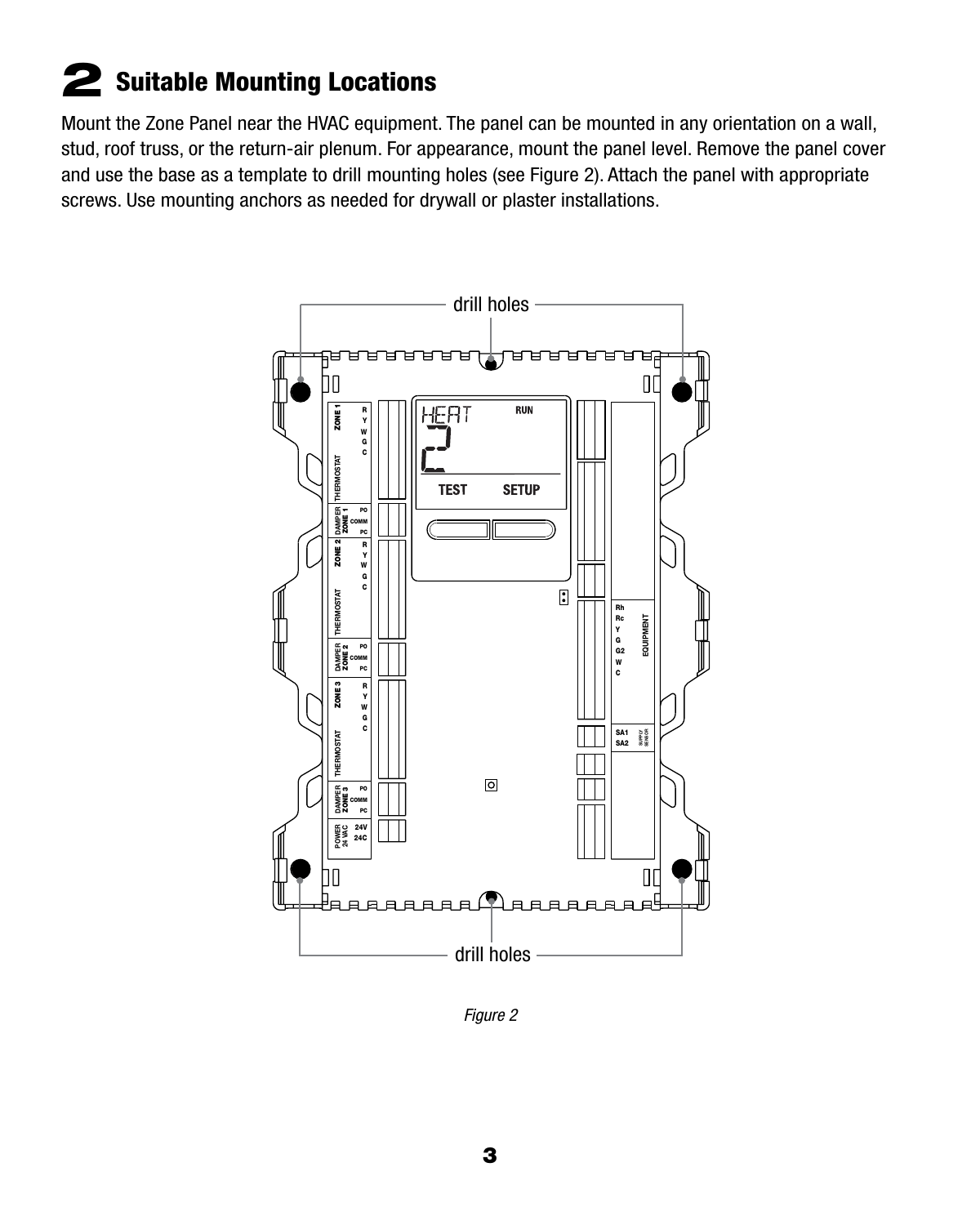## 2 Suitable Mounting Locations

Mount the Zone Panel near the HVAC equipment. The panel can be mounted in any orientation on a wall, stud, roof truss, or the return-air plenum. For appearance, mount the panel level. Remove the panel cover and use the base as a template to drill mounting holes (see Figure 2). Attach the panel with appropriate screws. Use mounting anchors as needed for drywall or plaster installations.

*Figure 2*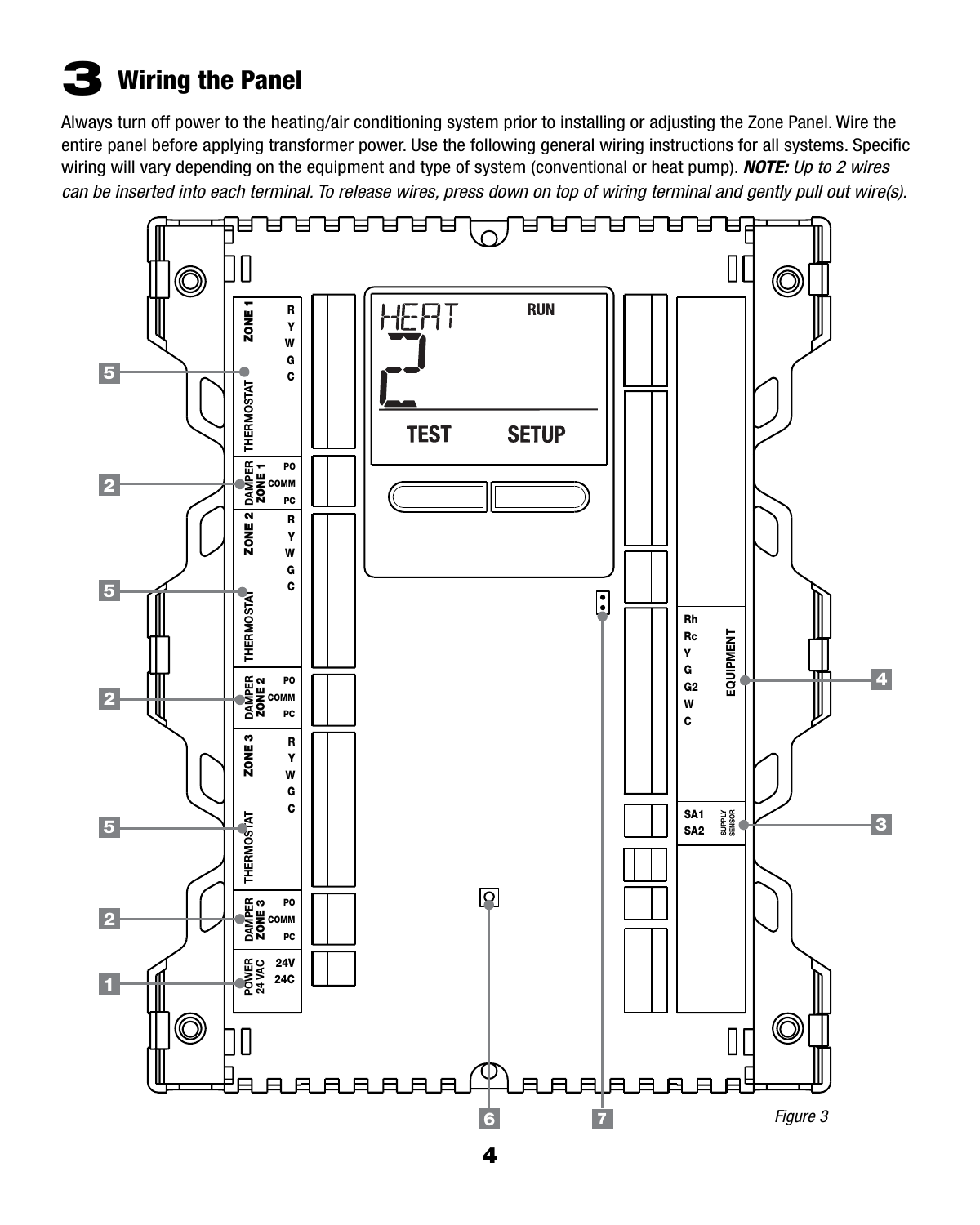# 3 Wiring the Panel

Always turn off power to the heating/air conditioning system prior to installing or adjusting the Zone Panel. Wire the entire panel before applying transformer power. Use the following general wiring instructions for all systems. Specific wiring will vary depending on the equipment and type of system (conventional or heat pump). ***NOTE:*** *Up to 2 wires can be inserted into each terminal. To release wires, press down on top of wiring terminal and gently pull out wire(s).*

ZONE 1 THERMOSTAT: R, Y, W, G, C

DAMPER ZONE 1: PO, COMM, PC

ZONE 2 THERMOSTAT: R, Y, W, G, C

DAMPER ZONE 2: PO, COMM, PC

ZONE 3 THERMOSTAT: R, Y, W, G, C

DAMPER ZONE 3: PO, COMM, PC

POWER 24 VAC: 24V, 24C

HEAT 2 RUN TEST SETUP

EQUIPMENT: Rh, Rc, Y, G, G2, W, C

SUPPLY SENSOR: SA1, SA2

1 2 3 4 5 6 7

*Figure 3*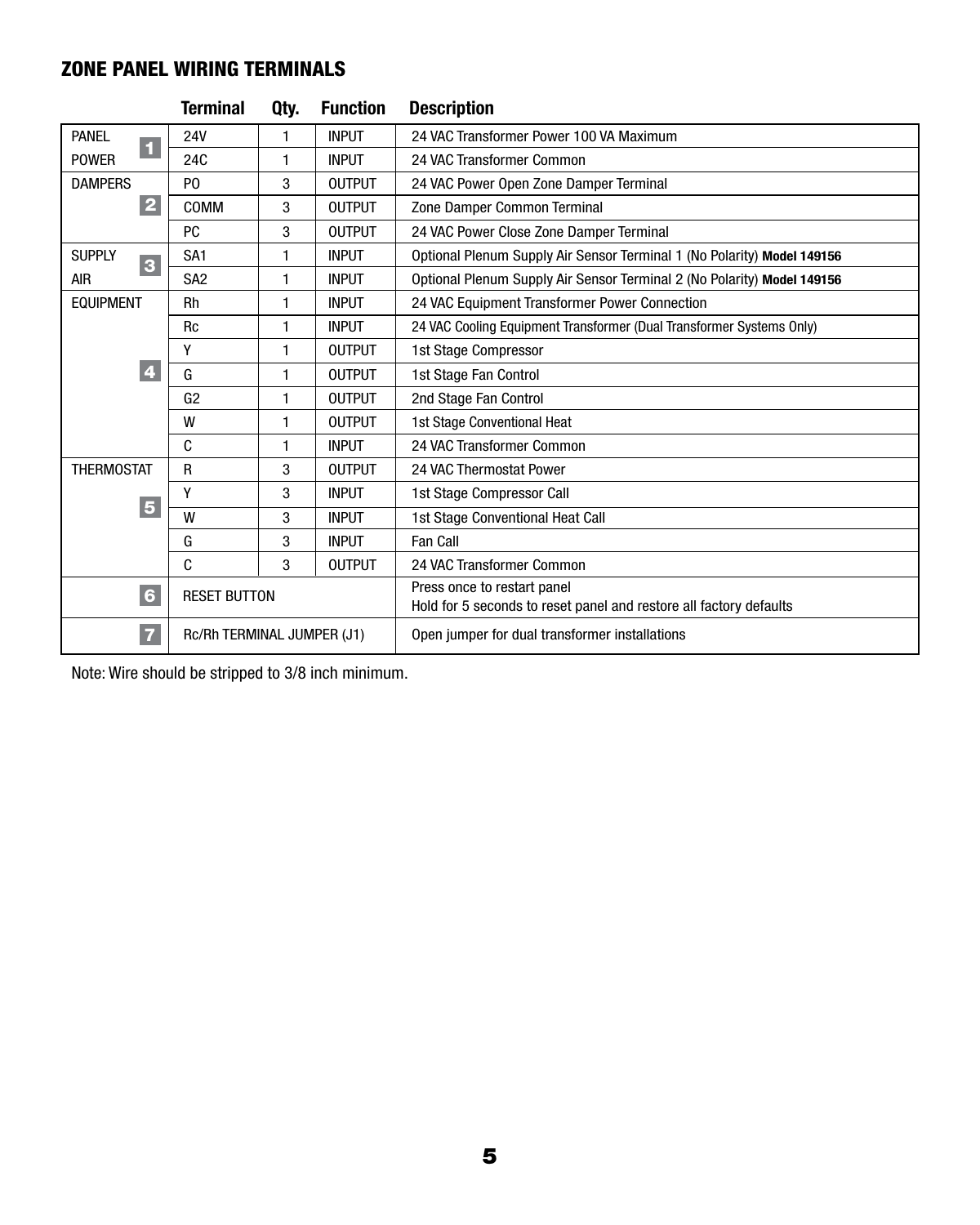## ZONE PANEL WIRING TERMINALS

| | Terminal | Qty. | Function | Description |
|---|---|---|---|---|
| PANEL POWER 1 | 24V | 1 | INPUT | 24 VAC Transformer Power 100 VA Maximum |
| | 24C | 1 | INPUT | 24 VAC Transformer Common |
| DAMPERS 2 | PO | 3 | OUTPUT | 24 VAC Power Open Zone Damper Terminal |
| | COMM | 3 | OUTPUT | Zone Damper Common Terminal |
| | PC | 3 | OUTPUT | 24 VAC Power Close Zone Damper Terminal |
| SUPPLY AIR 3 | SA1 | 1 | INPUT | Optional Plenum Supply Air Sensor Terminal 1 (No Polarity) **Model 149156** |
| | SA2 | 1 | INPUT | Optional Plenum Supply Air Sensor Terminal 2 (No Polarity) **Model 149156** |
| EQUIPMENT 4 | Rh | 1 | INPUT | 24 VAC Equipment Transformer Power Connection |
| | Rc | 1 | INPUT | 24 VAC Cooling Equipment Transformer (Dual Transformer Systems Only) |
| | Y | 1 | OUTPUT | 1st Stage Compressor |
| | G | 1 | OUTPUT | 1st Stage Fan Control |
| | G2 | 1 | OUTPUT | 2nd Stage Fan Control |
| | W | 1 | OUTPUT | 1st Stage Conventional Heat |
| | C | 1 | INPUT | 24 VAC Transformer Common |
| THERMOSTAT 5 | R | 3 | OUTPUT | 24 VAC Thermostat Power |
| | Y | 3 | INPUT | 1st Stage Compressor Call |
| | W | 3 | INPUT | 1st Stage Conventional Heat Call |
| | G | 3 | INPUT | Fan Call |
| | C | 3 | OUTPUT | 24 VAC Transformer Common |
| 6 | RESET BUTTON | | | Press once to restart panel<br>Hold for 5 seconds to reset panel and restore all factory defaults |
| 7 | Rc/Rh TERMINAL JUMPER (J1) | | | Open jumper for dual transformer installations |

Note: Wire should be stripped to 3/8 inch minimum.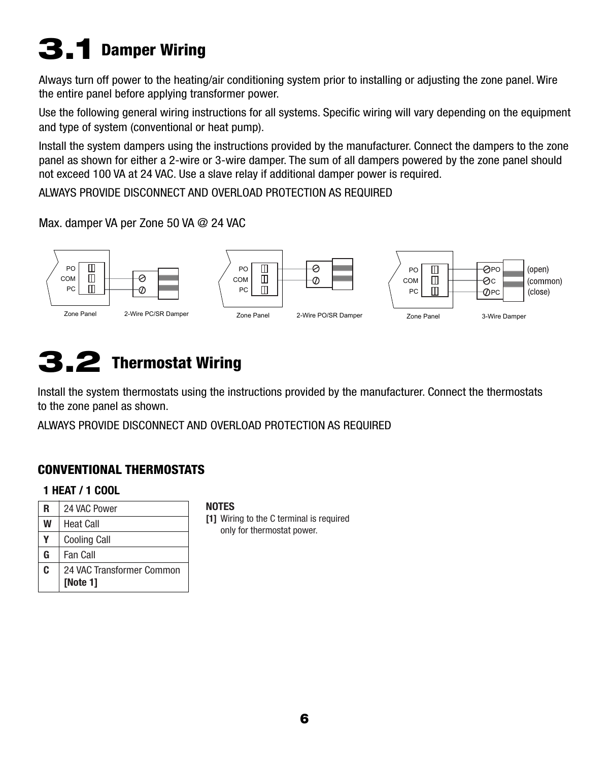# 3.1 Damper Wiring

Always turn off power to the heating/air conditioning system prior to installing or adjusting the zone panel. Wire the entire panel before applying transformer power.

Use the following general wiring instructions for all systems. Specific wiring will vary depending on the equipment and type of system (conventional or heat pump).

Install the system dampers using the instructions provided by the manufacturer. Connect the dampers to the zone panel as shown for either a 2-wire or 3-wire damper. The sum of all dampers powered by the zone panel should not exceed 100 VA at 24 VAC. Use a slave relay if additional damper power is required.

ALWAYS PROVIDE DISCONNECT AND OVERLOAD PROTECTION AS REQUIRED

Max. damper VA per Zone 50 VA @ 24 VAC

PO
COM
PC

Zone Panel — 2-Wire PC/SR Damper

PO
COM
PC

Zone Panel — 2-Wire PO/SR Damper

PO
COM
PC

PO (open)
C (common)
PC (close)

Zone Panel — 3-Wire Damper

# 3.2 Thermostat Wiring

Install the system thermostats using the instructions provided by the manufacturer. Connect the thermostats to the zone panel as shown.

ALWAYS PROVIDE DISCONNECT AND OVERLOAD PROTECTION AS REQUIRED

## CONVENTIONAL THERMOSTATS

### 1 HEAT / 1 COOL

| | |
|---|---|
| **R** | 24 VAC Power |
| **W** | Heat Call |
| **Y** | Cooling Call |
| **G** | Fan Call |
| **C** | 24 VAC Transformer Common **[Note 1]** |

**NOTES**

**[1]** Wiring to the C terminal is required only for thermostat power.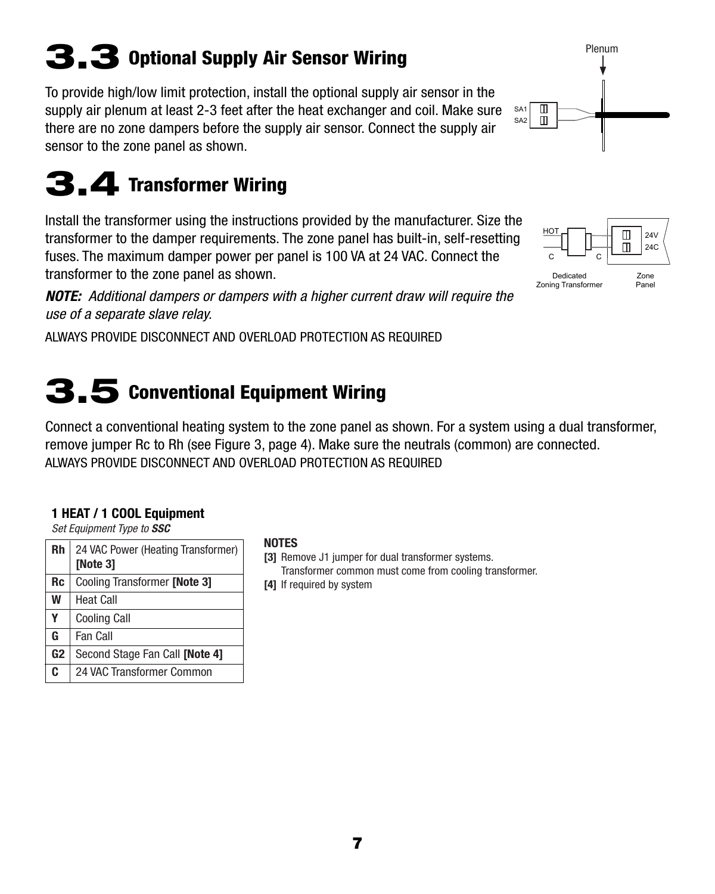# 3.3 Optional Supply Air Sensor Wiring

To provide high/low limit protection, install the optional supply air sensor in the supply air plenum at least 2-3 feet after the heat exchanger and coil. Make sure there are no zone dampers before the supply air sensor. Connect the supply air sensor to the zone panel as shown.

# 3.4 Transformer Wiring

Install the transformer using the instructions provided by the manufacturer. Size the transformer to the damper requirements. The zone panel has built-in, self-resetting fuses. The maximum damper power per panel is 100 VA at 24 VAC. Connect the transformer to the zone panel as shown.

***NOTE:*** *Additional dampers or dampers with a higher current draw will require the use of a separate slave relay.*

ALWAYS PROVIDE DISCONNECT AND OVERLOAD PROTECTION AS REQUIRED

# 3.5 Conventional Equipment Wiring

Connect a conventional heating system to the zone panel as shown. For a system using a dual transformer, remove jumper Rc to Rh (see Figure 3, page 4). Make sure the neutrals (common) are connected.
ALWAYS PROVIDE DISCONNECT AND OVERLOAD PROTECTION AS REQUIRED

**1 HEAT / 1 COOL Equipment**

*Set Equipment Type to* ***SSC***

| | |
|---|---|
| **Rh** | 24 VAC Power (Heating Transformer) **[Note 3]** |
| **Rc** | Cooling Transformer **[Note 3]** |
| **W** | Heat Call |
| **Y** | Cooling Call |
| **G** | Fan Call |
| **G2** | Second Stage Fan Call **[Note 4]** |
| **C** | 24 VAC Transformer Common |

**NOTES**

**[3]** Remove J1 jumper for dual transformer systems. Transformer common must come from cooling transformer.

**[4]** If required by system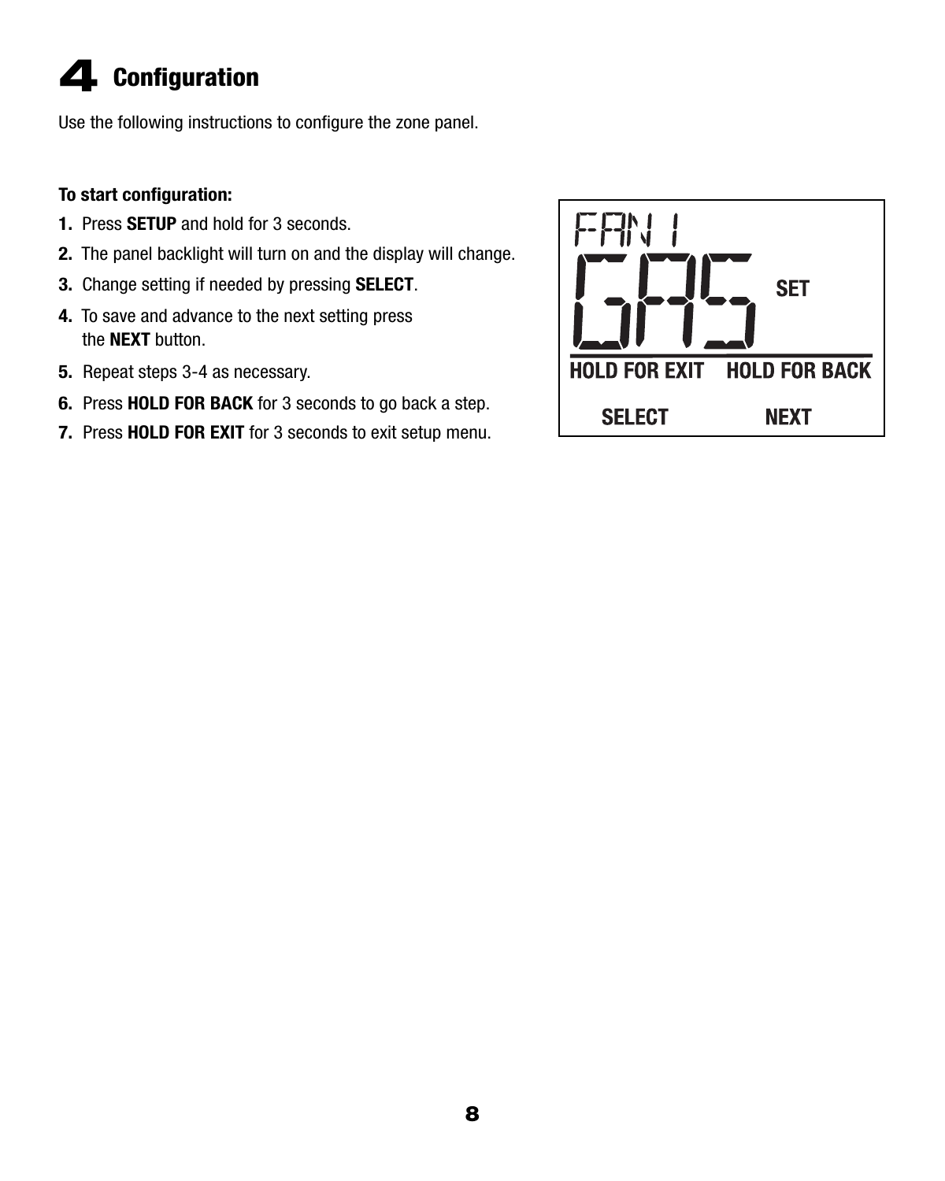# 4 Configuration

Use the following instructions to configure the zone panel.

**To start configuration:**

1. Press **SETUP** and hold for 3 seconds.
2. The panel backlight will turn on and the display will change.
3. Change setting if needed by pressing **SELECT**.
4. To save and advance to the next setting press the **NEXT** button.
5. Repeat steps 3-4 as necessary.
6. Press **HOLD FOR BACK** for 3 seconds to go back a step.
7. Press **HOLD FOR EXIT** for 3 seconds to exit setup menu.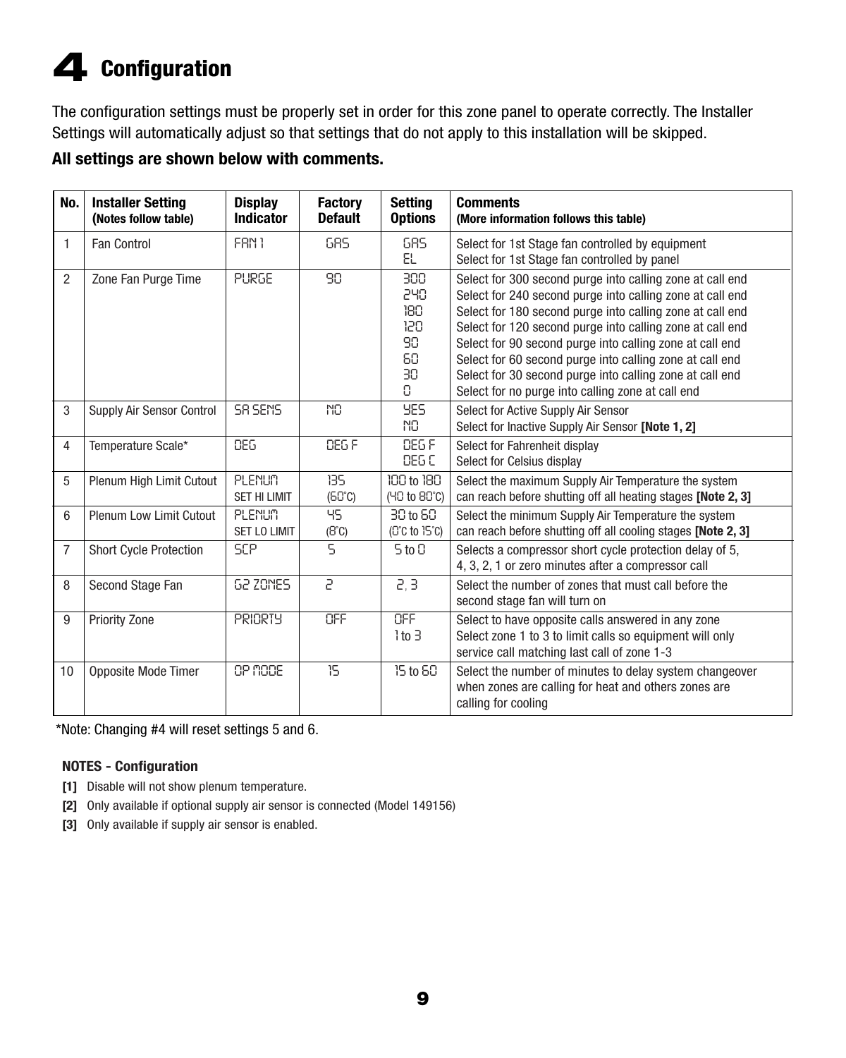# 4 Configuration

The configuration settings must be properly set in order for this zone panel to operate correctly. The Installer Settings will automatically adjust so that settings that do not apply to this installation will be skipped.

**All settings are shown below with comments.**

| No. | Installer Setting (Notes follow table) | Display Indicator | Factory Default | Setting Options | Comments (More information follows this table) |
|---|---|---|---|---|---|
| 1 | Fan Control | FAN 1 | GAS | GAS<br>EL | Select for 1st Stage fan controlled by equipment<br>Select for 1st Stage fan controlled by panel |
| 2 | Zone Fan Purge Time | PURGE | 90 | 300<br>240<br>180<br>120<br>90<br>60<br>30<br>0 | Select for 300 second purge into calling zone at call end<br>Select for 240 second purge into calling zone at call end<br>Select for 180 second purge into calling zone at call end<br>Select for 120 second purge into calling zone at call end<br>Select for 90 second purge into calling zone at call end<br>Select for 60 second purge into calling zone at call end<br>Select for 30 second purge into calling zone at call end<br>Select for no purge into calling zone at call end |
| 3 | Supply Air Sensor Control | SA SENS | NO | YES<br>NO | Select for Active Supply Air Sensor<br>Select for Inactive Supply Air Sensor **[Note 1, 2]** |
| 4 | Temperature Scale* | DEG | DEG F | DEG F<br>DEG C | Select for Fahrenheit display<br>Select for Celsius display |
| 5 | Plenum High Limit Cutout | PLENUM<br>SET HI LIMIT | 135<br>(60°C) | 100 to 180<br>(40 to 80°C) | Select the maximum Supply Air Temperature the system can reach before shutting off all heating stages **[Note 2, 3]** |
| 6 | Plenum Low Limit Cutout | PLENUM<br>SET LO LIMIT | 45<br>(8°C) | 30 to 60<br>(0°C to 15°C) | Select the minimum Supply Air Temperature the system can reach before shutting off all cooling stages **[Note 2, 3]** |
| 7 | Short Cycle Protection | SCP | 5 | 5 to 0 | Selects a compressor short cycle protection delay of 5, 4, 3, 2, 1 or zero minutes after a compressor call |
| 8 | Second Stage Fan | G2 ZONES | 2 | 2, 3 | Select the number of zones that must call before the second stage fan will turn on |
| 9 | Priority Zone | PRIORTY | OFF | OFF<br>1 to 3 | Select to have opposite calls answered in any zone<br>Select zone 1 to 3 to limit calls so equipment will only service call matching last call of zone 1-3 |
| 10 | Opposite Mode Timer | OP MODE | 15 | 15 to 60 | Select the number of minutes to delay system changeover when zones are calling for heat and others zones are calling for cooling |

*Note: Changing #4 will reset settings 5 and 6.

**NOTES - Configuration**

**[1]** Disable will not show plenum temperature.

**[2]** Only available if optional supply air sensor is connected (Model 149156)

**[3]** Only available if supply air sensor is enabled.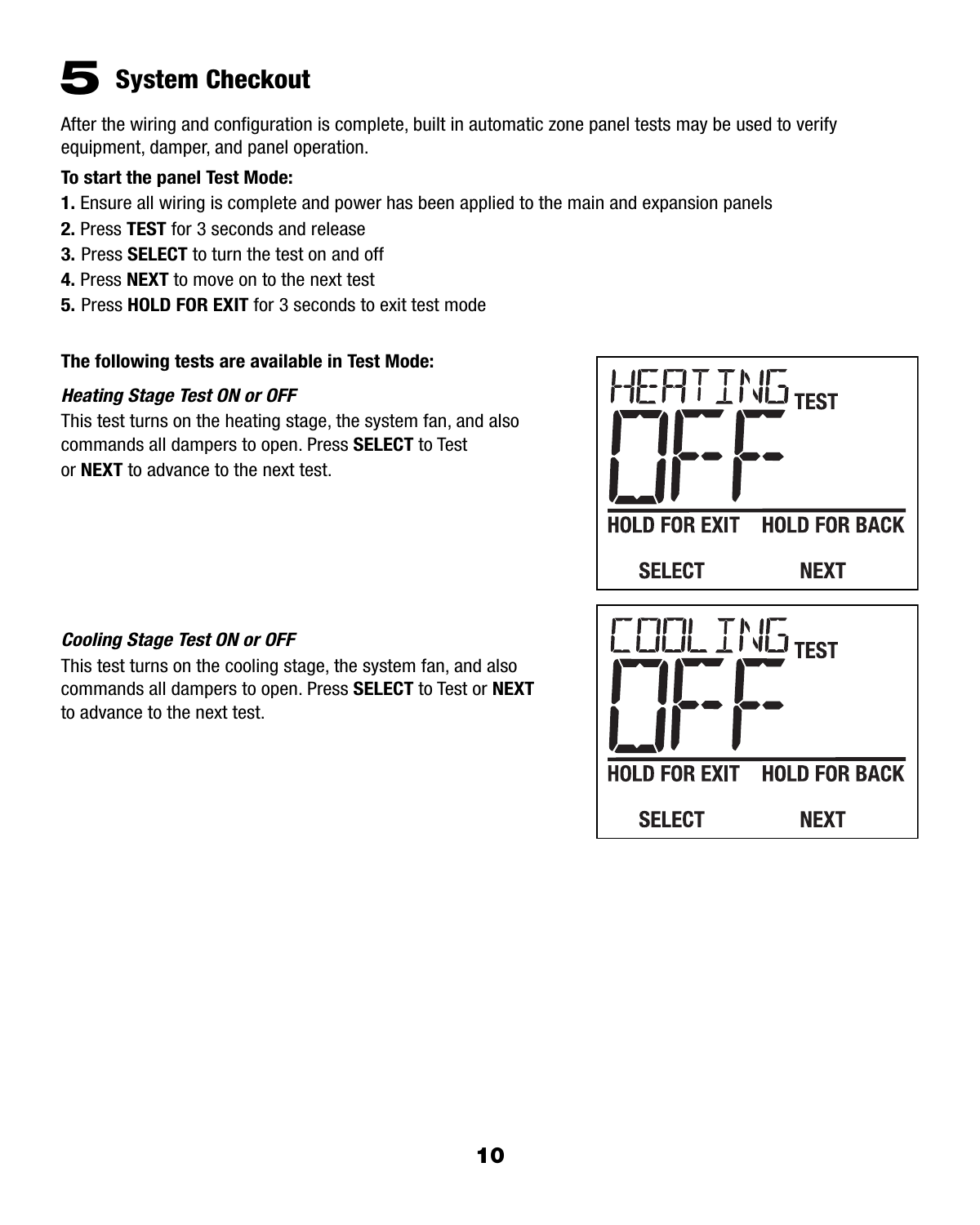# 5 System Checkout

After the wiring and configuration is complete, built in automatic zone panel tests may be used to verify equipment, damper, and panel operation.

**To start the panel Test Mode:**

1. Ensure all wiring is complete and power has been applied to the main and expansion panels
2. Press **TEST** for 3 seconds and release
3. Press **SELECT** to turn the test on and off
4. Press **NEXT** to move on to the next test
5. Press **HOLD FOR EXIT** for 3 seconds to exit test mode

**The following tests are available in Test Mode:**

***Heating Stage Test ON or OFF***

This test turns on the heating stage, the system fan, and also commands all dampers to open. Press **SELECT** to Test or **NEXT** to advance to the next test.

HEATING TEST
OFF
HOLD FOR EXIT HOLD FOR BACK
SELECT NEXT

***Cooling Stage Test ON or OFF***

This test turns on the cooling stage, the system fan, and also commands all dampers to open. Press **SELECT** to Test or **NEXT** to advance to the next test.

COOLING TEST
OFF
HOLD FOR EXIT HOLD FOR BACK
SELECT NEXT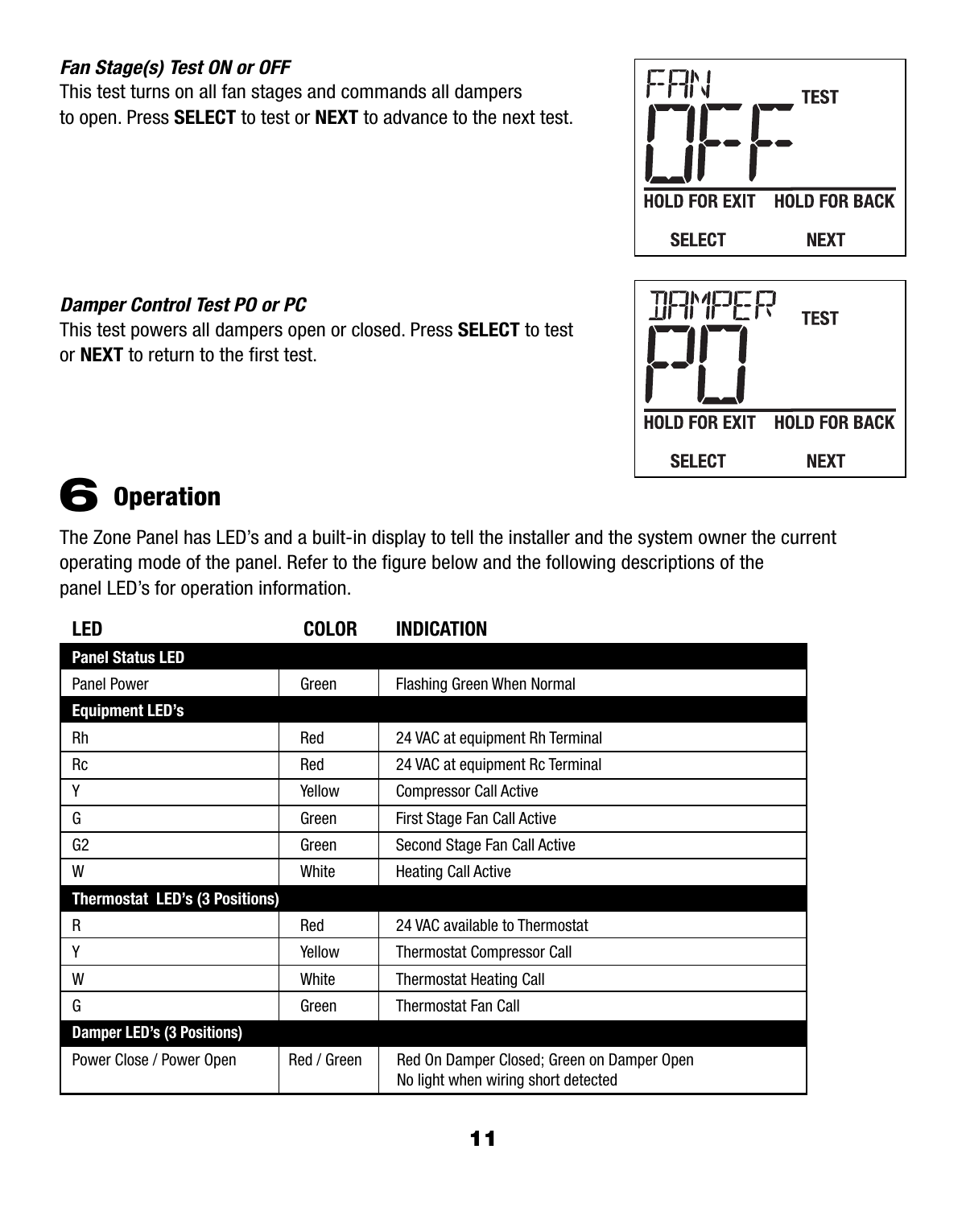***Fan Stage(s) Test ON or OFF***

This test turns on all fan stages and commands all dampers to open. Press **SELECT** to test or **NEXT** to advance to the next test.

FAN **TEST**
OFF
**HOLD FOR EXIT** **HOLD FOR BACK**
**SELECT** **NEXT**

***Damper Control Test PO or PC***

This test powers all dampers open or closed. Press **SELECT** to test or **NEXT** to return to the first test.

DAMPER **TEST**
PO
**HOLD FOR EXIT** **HOLD FOR BACK**
**SELECT** **NEXT**

# 6 Operation

The Zone Panel has LED's and a built-in display to tell the installer and the system owner the current operating mode of the panel. Refer to the figure below and the following descriptions of the panel LED's for operation information.

| LED | COLOR | INDICATION |
|---|---|---|
| **Panel Status LED** | | |
| Panel Power | Green | Flashing Green When Normal |
| **Equipment LED's** | | |
| Rh | Red | 24 VAC at equipment Rh Terminal |
| Rc | Red | 24 VAC at equipment Rc Terminal |
| Y | Yellow | Compressor Call Active |
| G | Green | First Stage Fan Call Active |
| G2 | Green | Second Stage Fan Call Active |
| W | White | Heating Call Active |
| **Thermostat LED's (3 Positions)** | | |
| R | Red | 24 VAC available to Thermostat |
| Y | Yellow | Thermostat Compressor Call |
| W | White | Thermostat Heating Call |
| G | Green | Thermostat Fan Call |
| **Damper LED's (3 Positions)** | | |
| Power Close / Power Open | Red / Green | Red On Damper Closed; Green on Damper Open<br>No light when wiring short detected |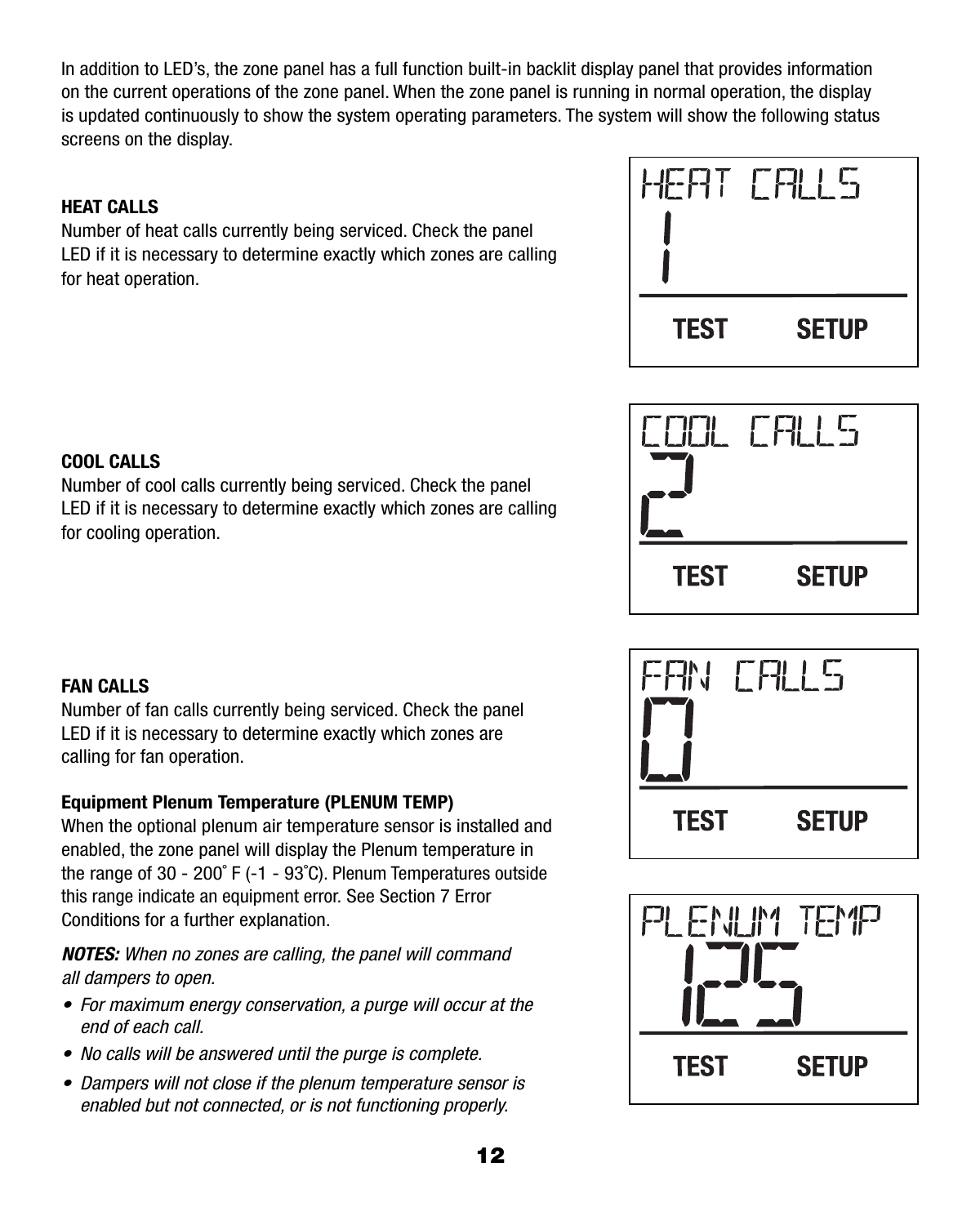In addition to LED's, the zone panel has a full function built-in backlit display panel that provides information on the current operations of the zone panel. When the zone panel is running in normal operation, the display is updated continuously to show the system operating parameters. The system will show the following status screens on the display.

**HEAT CALLS**
Number of heat calls currently being serviced. Check the panel LED if it is necessary to determine exactly which zones are calling for heat operation.

```
HEAT CALLS
1

TEST        SETUP
```

**COOL CALLS**
Number of cool calls currently being serviced. Check the panel LED if it is necessary to determine exactly which zones are calling for cooling operation.

```
COOL CALLS
2

TEST        SETUP
```

**FAN CALLS**
Number of fan calls currently being serviced. Check the panel LED if it is necessary to determine exactly which zones are calling for fan operation.

```
FAN CALLS
0

TEST        SETUP
```

**Equipment Plenum Temperature (PLENUM TEMP)**
When the optional plenum air temperature sensor is installed and enabled, the zone panel will display the Plenum temperature in the range of 30 - 200˚ F (-1 - 93˚C). Plenum Temperatures outside this range indicate an equipment error. See Section 7 Error Conditions for a further explanation.

```
PLENUM TEMP
125

TEST        SETUP
```

***NOTES:*** *When no zones are calling, the panel will command all dampers to open.*

- *For maximum energy conservation, a purge will occur at the end of each call.*
- *No calls will be answered until the purge is complete.*
- *Dampers will not close if the plenum temperature sensor is enabled but not connected, or is not functioning properly.*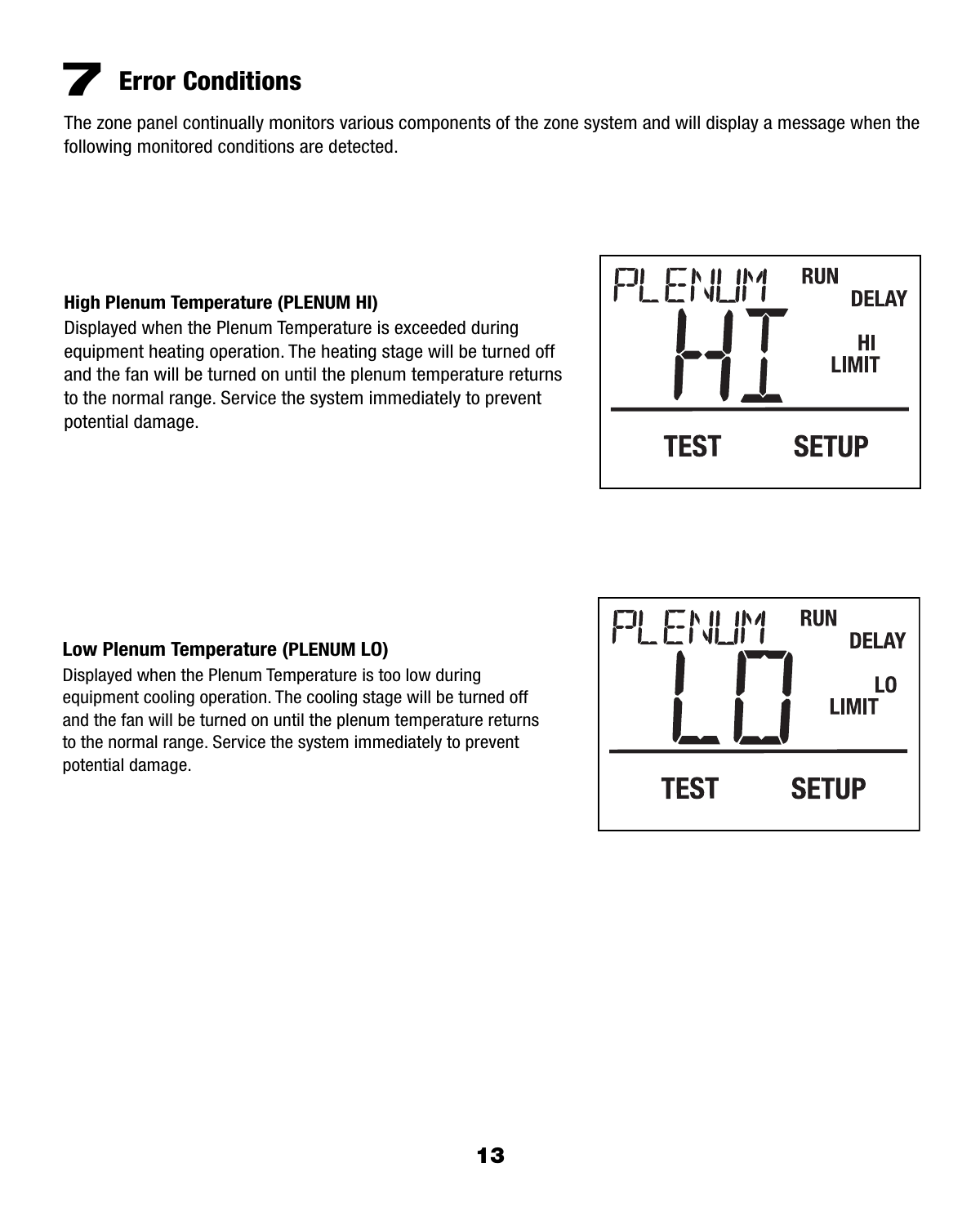# 7 Error Conditions

The zone panel continually monitors various components of the zone system and will display a message when the following monitored conditions are detected.

**High Plenum Temperature (PLENUM HI)**

Displayed when the Plenum Temperature is exceeded during equipment heating operation. The heating stage will be turned off and the fan will be turned on until the plenum temperature returns to the normal range. Service the system immediately to prevent potential damage.

```
PLENUM    RUN
            DELAY
  HI        HI
            LIMIT
TEST      SETUP
```

**Low Plenum Temperature (PLENUM LO)**

Displayed when the Plenum Temperature is too low during equipment cooling operation. The cooling stage will be turned off and the fan will be turned on until the plenum temperature returns to the normal range. Service the system immediately to prevent potential damage.

```
PLENUM    RUN
            DELAY
  LO        LO
            LIMIT
TEST      SETUP
```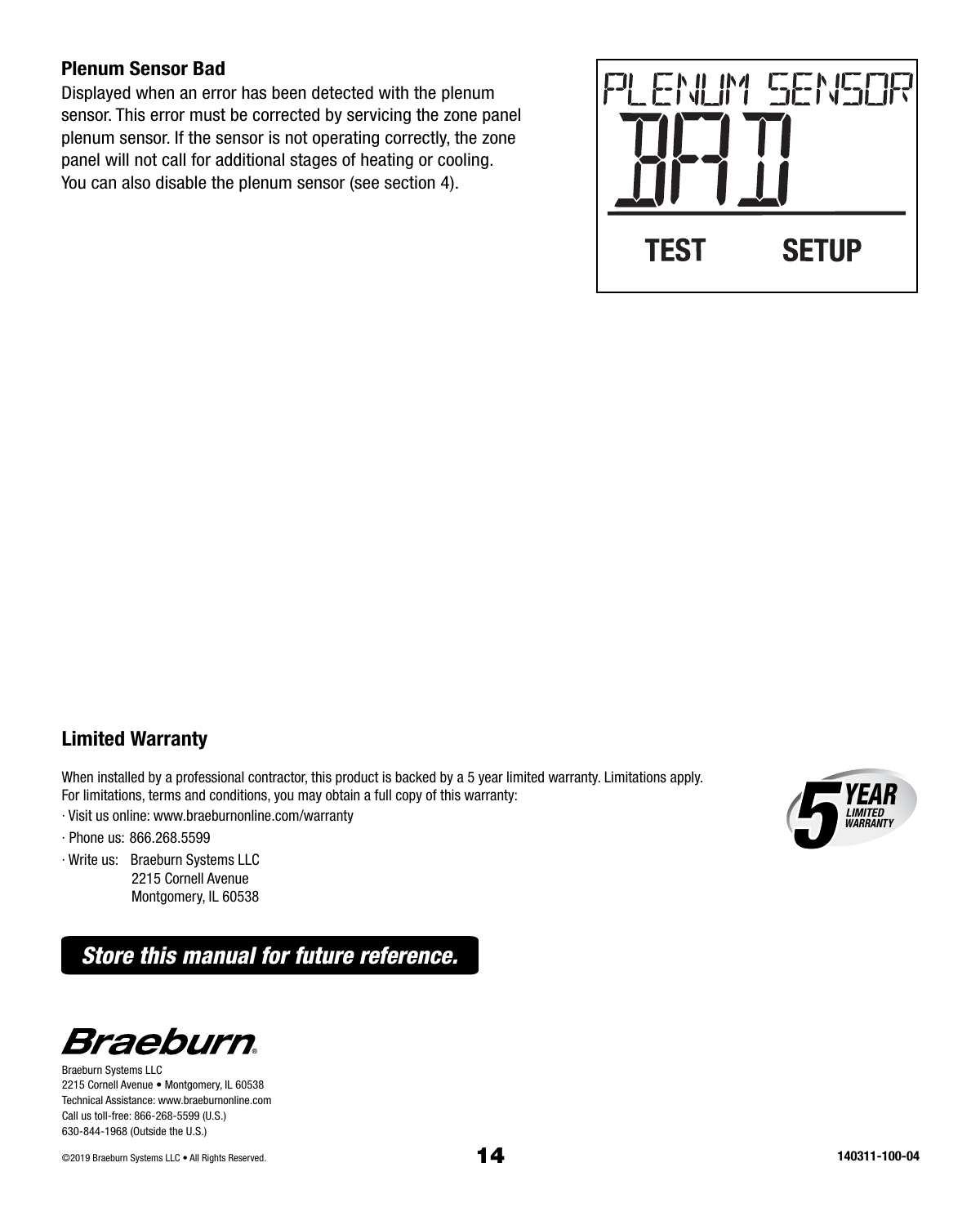### Plenum Sensor Bad

Displayed when an error has been detected with the plenum sensor. This error must be corrected by servicing the zone panel plenum sensor. If the sensor is not operating correctly, the zone panel will not call for additional stages of heating or cooling. You can also disable the plenum sensor (see section 4).

PLENUM SENSOR
BAD
TEST SETUP

### Limited Warranty

When installed by a professional contractor, this product is backed by a 5 year limited warranty. Limitations apply. For limitations, terms and conditions, you may obtain a full copy of this warranty:

- Visit us online: www.braeburnonline.com/warranty
- Phone us: 866.268.5599
- Write us: Braeburn Systems LLC
  2215 Cornell Avenue
  Montgomery, IL 60538

5 YEAR LIMITED WARRANTY

***Store this manual for future reference.***

Braeburn®

Braeburn Systems LLC
2215 Cornell Avenue • Montgomery, IL 60538
Technical Assistance: www.braeburnonline.com
Call us toll-free: 866-268-5599 (U.S.)
630-844-1968 (Outside the U.S.)

©2019 Braeburn Systems LLC • All Rights Reserved.

140311-100-04